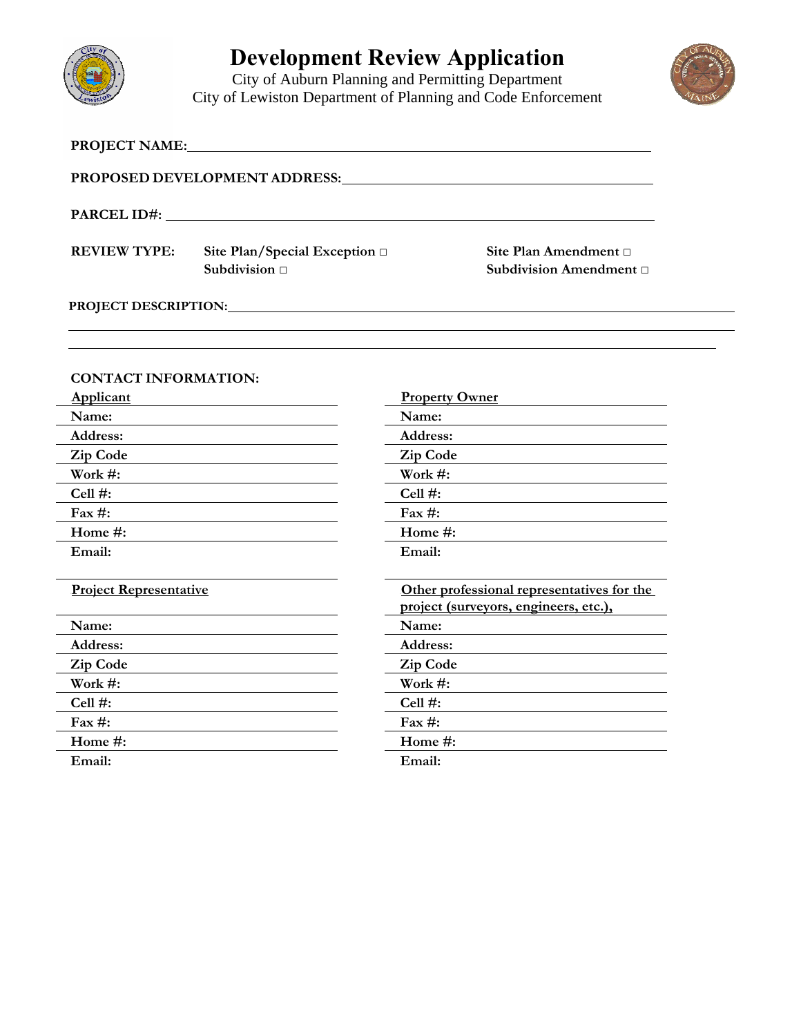# Development Review Application

City of Auburn Planning and Permitting Department
City of Lewiston Department of Planning and Code Enforcement

**PROJECT NAME:** ______________________________

**PROPOSED DEVELOPMENT ADDRESS:** ______________________________

**PARCEL ID#:** ______________________________

**REVIEW TYPE:**

- **Site Plan/Special Exception** □
- **Subdivision** □
- **Site Plan Amendment** □
- **Subdivision Amendment** □

**PROJECT DESCRIPTION:** ______________________________

______________________________

______________________________

**CONTACT INFORMATION:**

| **Applicant** | **Property Owner** |
|---|---|
| **Name:** | **Name:** |
| **Address:** | **Address:** |
| **Zip Code** | **Zip Code** |
| **Work #:** | **Work #:** |
| **Cell #:** | **Cell #:** |
| **Fax #:** | **Fax #:** |
| **Home #:** | **Home #:** |
| **Email:** | **Email:** |

| **Project Representative** | **Other professional representatives for the project (surveyors, engineers, etc.),** |
|---|---|
| **Name:** | **Name:** |
| **Address:** | **Address:** |
| **Zip Code** | **Zip Code** |
| **Work #:** | **Work #:** |
| **Cell #:** | **Cell #:** |
| **Fax #:** | **Fax #:** |
| **Home #:** | **Home #:** |
| **Email:** | **Email:** |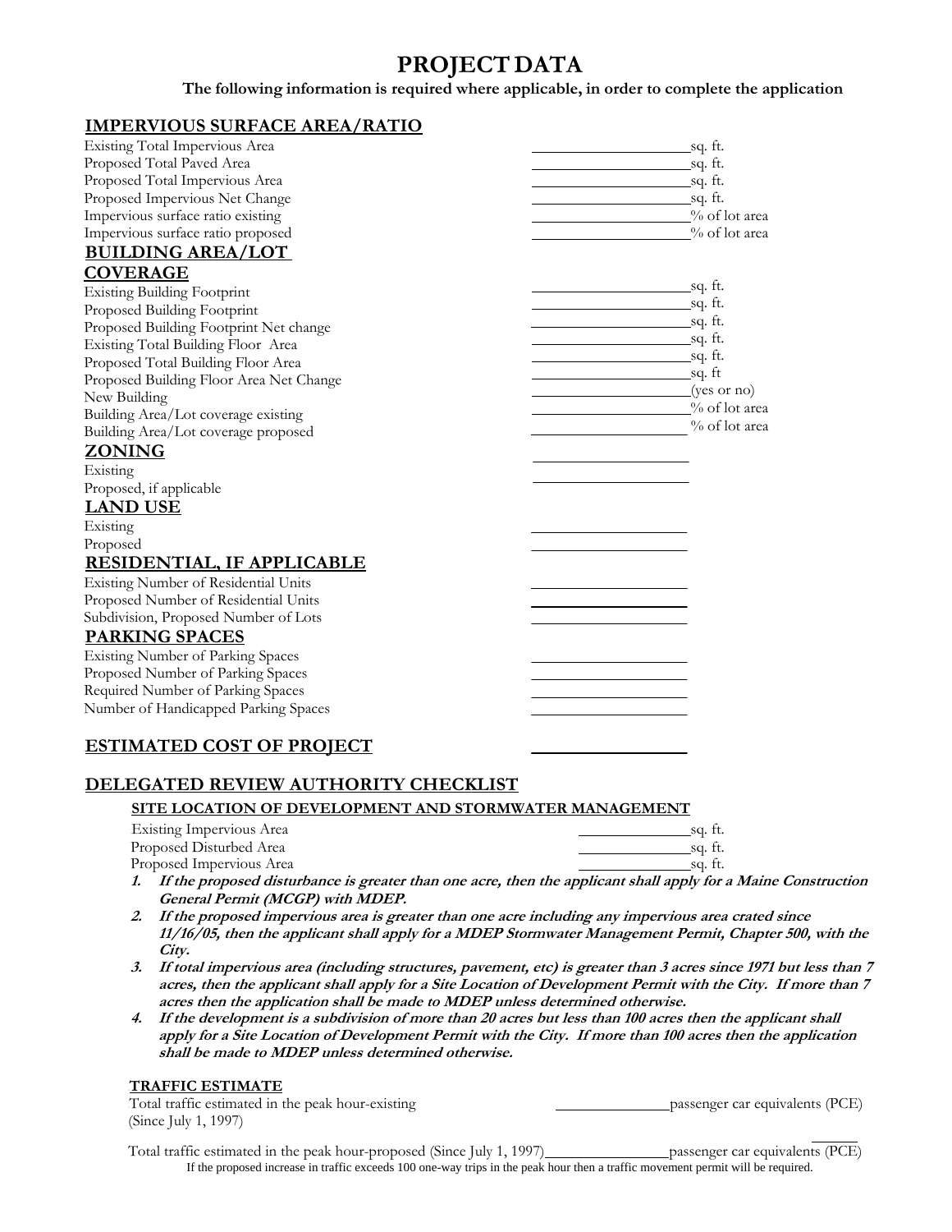# PROJECT DATA

**The following information is required where applicable, in order to complete the application**

## IMPERVIOUS SURFACE AREA/RATIO

| | |
|---|---|
| Existing Total Impervious Area | ____________ sq. ft. |
| Proposed Total Paved Area | ____________ sq. ft. |
| Proposed Total Impervious Area | ____________ sq. ft. |
| Proposed Impervious Net Change | ____________ sq. ft. |
| Impervious surface ratio existing | ____________ % of lot area |
| Impervious surface ratio proposed | ____________ % of lot area |

## BUILDING AREA/LOT COVERAGE

| | |
|---|---|
| Existing Building Footprint | ____________ sq. ft. |
| Proposed Building Footprint | ____________ sq. ft. |
| Proposed Building Footprint Net change | ____________ sq. ft. |
| Existing Total Building Floor Area | ____________ sq. ft. |
| Proposed Total Building Floor Area | ____________ sq. ft. |
| Proposed Building Floor Area Net Change | ____________ sq. ft |
| New Building | ____________ (yes or no) |
| Building Area/Lot coverage existing | ____________ % of lot area |
| Building Area/Lot coverage proposed | ____________ % of lot area |

## ZONING

| | |
|---|---|
| Existing | ____________ |
| Proposed, if applicable | ____________ |

## LAND USE

| | |
|---|---|
| Existing | ____________ |
| Proposed | ____________ |

## RESIDENTIAL, IF APPLICABLE

| | |
|---|---|
| Existing Number of Residential Units | ____________ |
| Proposed Number of Residential Units | ____________ |
| Subdivision, Proposed Number of Lots | ____________ |

## PARKING SPACES

| | |
|---|---|
| Existing Number of Parking Spaces | ____________ |
| Proposed Number of Parking Spaces | ____________ |
| Required Number of Parking Spaces | ____________ |
| Number of Handicapped Parking Spaces | ____________ |

## ESTIMATED COST OF PROJECT ____________

## DELEGATED REVIEW AUTHORITY CHECKLIST

### SITE LOCATION OF DEVELOPMENT AND STORMWATER MANAGEMENT

| | |
|---|---|
| Existing Impervious Area | ____________ sq. ft. |
| Proposed Disturbed Area | ____________ sq. ft. |
| Proposed Impervious Area | ____________ sq. ft. |

1. ***If the proposed disturbance is greater than one acre, then the applicant shall apply for a Maine Construction General Permit (MCGP) with MDEP.***
2. ***If the proposed impervious area is greater than one acre including any impervious area crated since 11/16/05, then the applicant shall apply for a MDEP Stormwater Management Permit, Chapter 500, with the City.***
3. ***If total impervious area (including structures, pavement, etc) is greater than 3 acres since 1971 but less than 7 acres, then the applicant shall apply for a Site Location of Development Permit with the City. If more than 7 acres then the application shall be made to MDEP unless determined otherwise.***
4. ***If the development is a subdivision of more than 20 acres but less than 100 acres then the applicant shall apply for a Site Location of Development Permit with the City. If more than 100 acres then the application shall be made to MDEP unless determined otherwise.***

### TRAFFIC ESTIMATE

Total traffic estimated in the peak hour-existing (Since July 1, 1997) ____________ passenger car equivalents (PCE)

Total traffic estimated in the peak hour-proposed (Since July 1, 1997) ____________ passenger car equivalents (PCE)

If the proposed increase in traffic exceeds 100 one-way trips in the peak hour then a traffic movement permit will be required.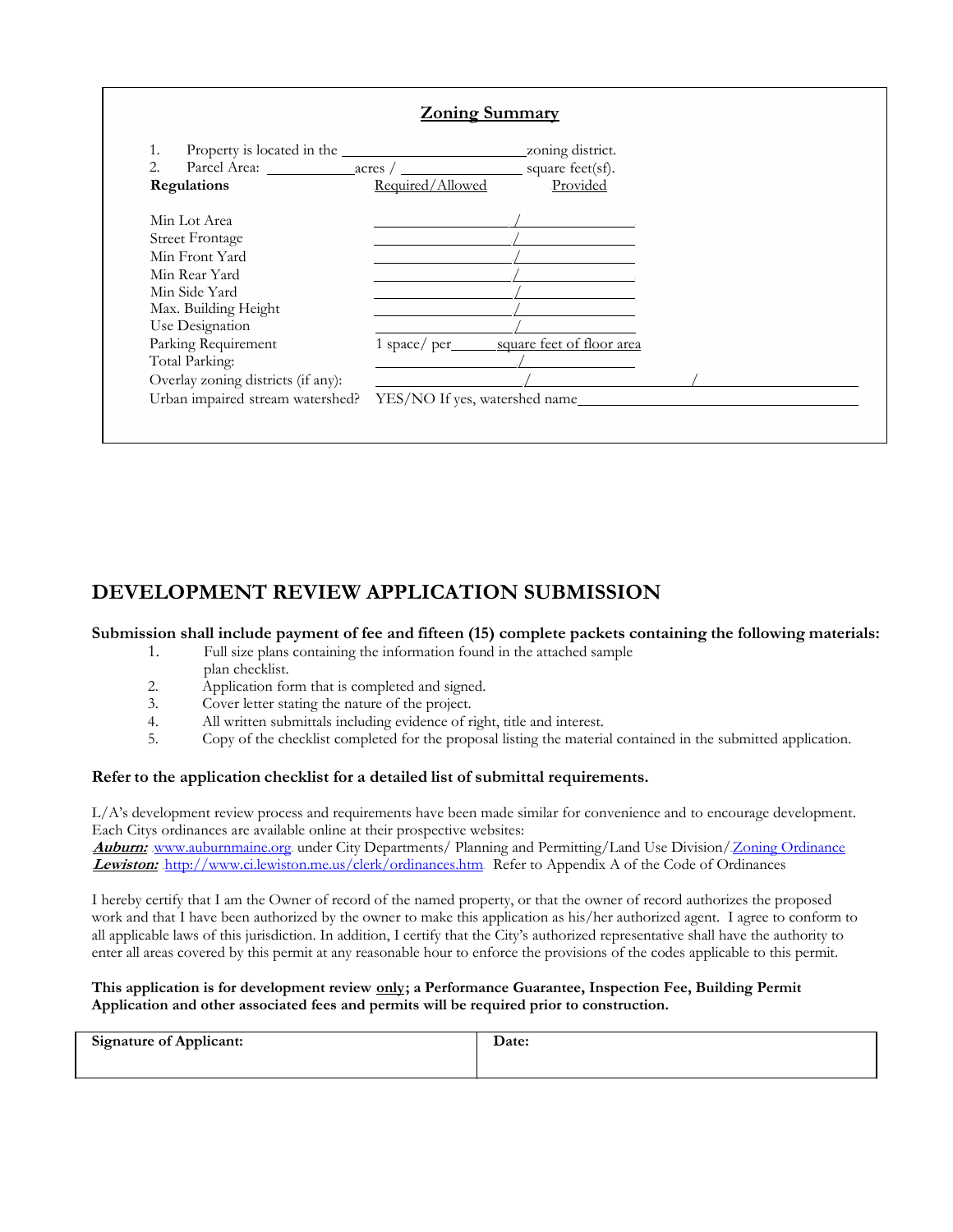## Zoning Summary

1. Property is located in the ______________________ zoning district.
2. Parcel Area: ___________ acres / ______________ square feet(sf).

| Regulations | Required/Allowed | Provided |
|---|---|---|
| Min Lot Area | ______________ / | ______________ |
| Street Frontage | ______________ / | ______________ |
| Min Front Yard | ______________ / | ______________ |
| Min Rear Yard | ______________ / | ______________ |
| Min Side Yard | ______________ / | ______________ |
| Max. Building Height | ______________ / | ______________ |
| Use Designation | ______________ / | ______________ |
| Parking Requirement | 1 space/ per______ | square feet of floor area |
| Total Parking: | ______________ / | ______________ |
| Overlay zoning districts (if any): | ______________ / | ______________ / ______________ |
| Urban impaired stream watershed? | YES/NO If yes, watershed name | ______________ |

# DEVELOPMENT REVIEW APPLICATION SUBMISSION

**Submission shall include payment of fee and fifteen (15) complete packets containing the following materials:**

1. Full size plans containing the information found in the attached sample plan checklist.
2. Application form that is completed and signed.
3. Cover letter stating the nature of the project.
4. All written submittals including evidence of right, title and interest.
5. Copy of the checklist completed for the proposal listing the material contained in the submitted application.

**Refer to the application checklist for a detailed list of submittal requirements.**

L/A's development review process and requirements have been made similar for convenience and to encourage development. Each Citys ordinances are available online at their prospective websites:
***Auburn:*** www.auburnmaine.org under City Departments/ Planning and Permitting/Land Use Division/ Zoning Ordinance
***Lewiston:*** http://www.ci.lewiston.me.us/clerk/ordinances.htm. Refer to Appendix A of the Code of Ordinances

I hereby certify that I am the Owner of record of the named property, or that the owner of record authorizes the proposed work and that I have been authorized by the owner to make this application as his/her authorized agent. I agree to conform to all applicable laws of this jurisdiction. In addition, I certify that the City's authorized representative shall have the authority to enter all areas covered by this permit at any reasonable hour to enforce the provisions of the codes applicable to this permit.

**This application is for development review only; a Performance Guarantee, Inspection Fee, Building Permit Application and other associated fees and permits will be required prior to construction.**

| Signature of Applicant: | Date: |
|---|---|
| | |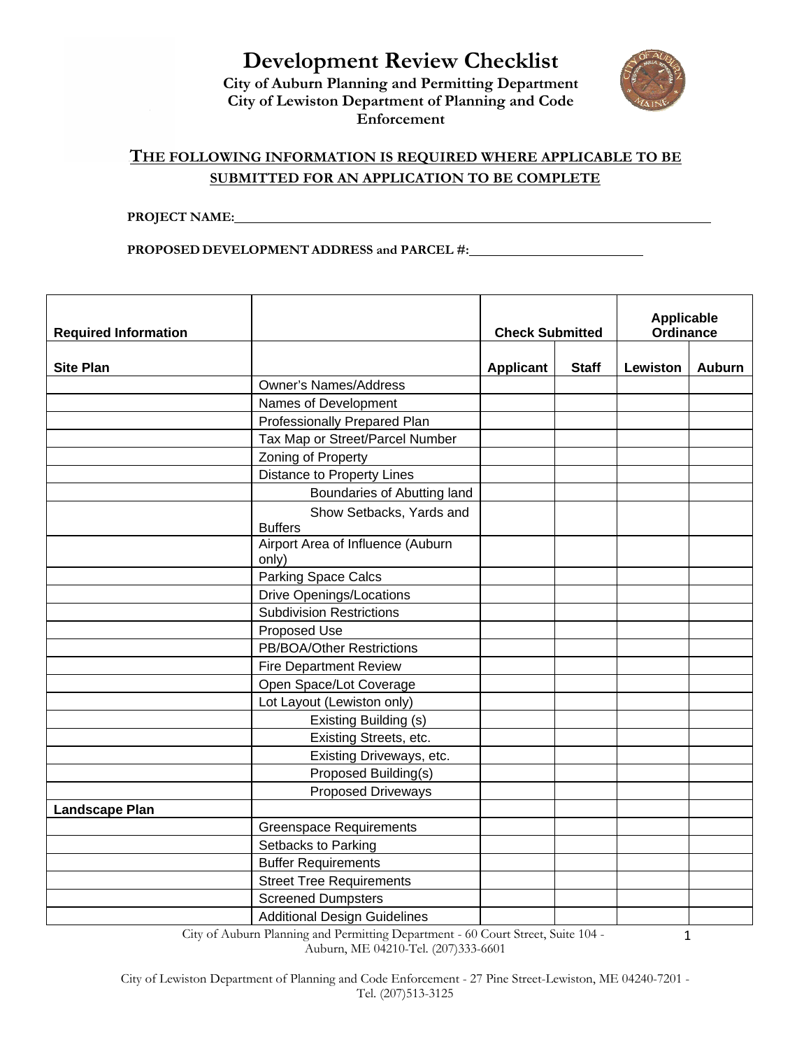# Development Review Checklist

**City of Auburn Planning and Permitting Department**
**City of Lewiston Department of Planning and Code Enforcement**

## THE FOLLOWING INFORMATION IS REQUIRED WHERE APPLICABLE TO BE SUBMITTED FOR AN APPLICATION TO BE COMPLETE

**PROJECT NAME:**\_\_\_\_\_\_\_\_\_\_\_\_\_\_\_\_\_\_\_\_\_\_\_\_\_\_\_\_\_\_\_\_\_\_\_\_\_\_\_\_

**PROPOSED DEVELOPMENT ADDRESS and PARCEL #:**\_\_\_\_\_\_\_\_\_\_\_\_\_\_\_\_\_\_\_\_\_\_\_\_

| Required Information | | Check Submitted | | Applicable Ordinance | |
|---|---|---|---|---|---|
| **Site Plan** | | **Applicant** | **Staff** | **Lewiston** | **Auburn** |
| | Owner's Names/Address | | | | |
| | Names of Development | | | | |
| | Professionally Prepared Plan | | | | |
| | Tax Map or Street/Parcel Number | | | | |
| | Zoning of Property | | | | |
| | Distance to Property Lines | | | | |
| | Boundaries of Abutting land | | | | |
| | Show Setbacks, Yards and Buffers | | | | |
| | Airport Area of Influence (Auburn only) | | | | |
| | Parking Space Calcs | | | | |
| | Drive Openings/Locations | | | | |
| | Subdivision Restrictions | | | | |
| | Proposed Use | | | | |
| | PB/BOA/Other Restrictions | | | | |
| | Fire Department Review | | | | |
| | Open Space/Lot Coverage | | | | |
| | Lot Layout (Lewiston only) | | | | |
| | Existing Building (s) | | | | |
| | Existing Streets, etc. | | | | |
| | Existing Driveways, etc. | | | | |
| | Proposed Building(s) | | | | |
| | Proposed Driveways | | | | |
| **Landscape Plan** | | | | | |
| | Greenspace Requirements | | | | |
| | Setbacks to Parking | | | | |
| | Buffer Requirements | | | | |
| | Street Tree Requirements | | | | |
| | Screened Dumpsters | | | | |
| | Additional Design Guidelines | | | | |

City of Auburn Planning and Permitting Department - 60 Court Street, Suite 104 - Auburn, ME 04210-Tel. (207)333-6601

City of Lewiston Department of Planning and Code Enforcement - 27 Pine Street-Lewiston, ME 04240-7201 - Tel. (207)513-3125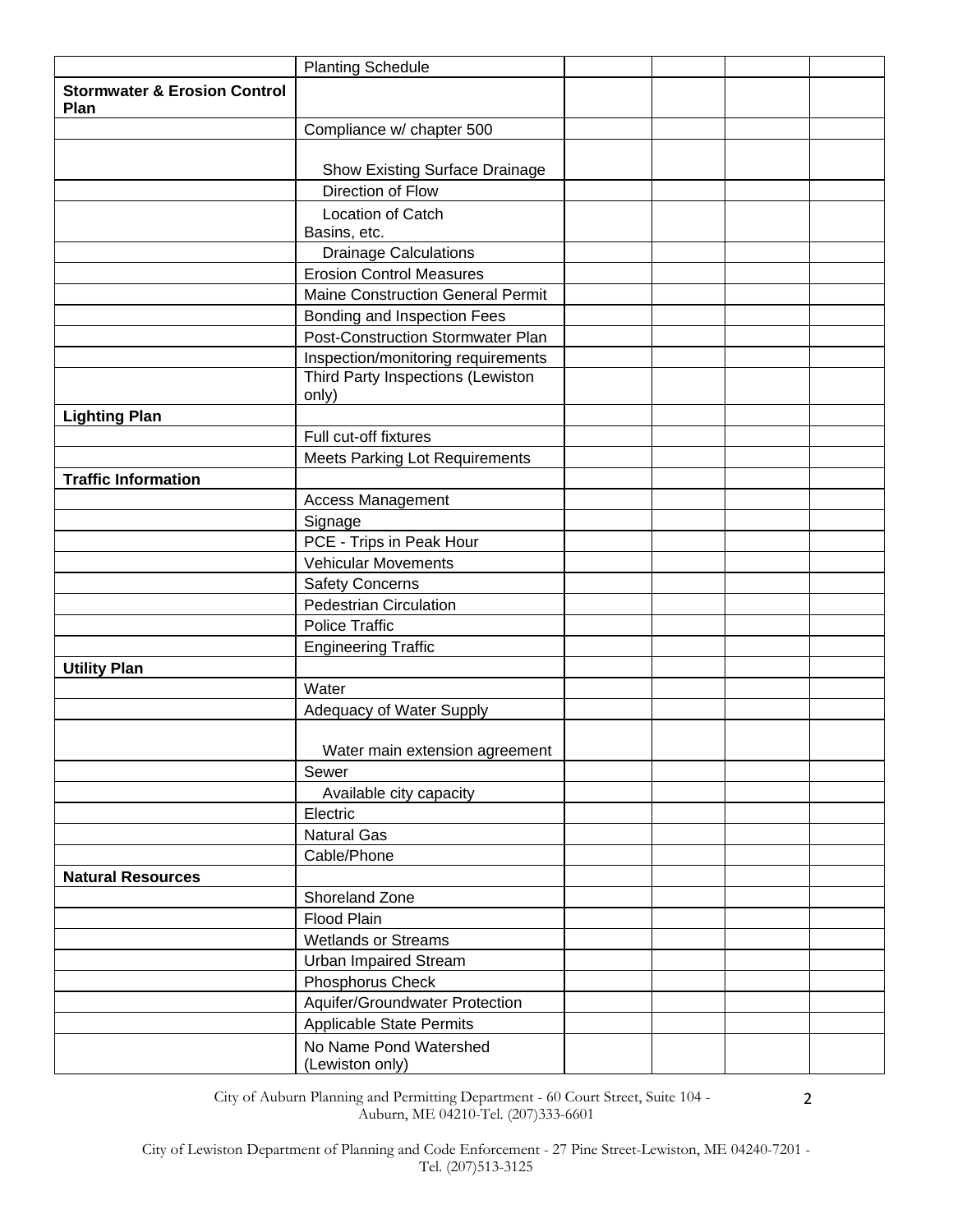| | | | | | |
|---|---|---|---|---|---|
| | Planting Schedule | | | | |
| **Stormwater & Erosion Control Plan** | | | | | |
| | Compliance w/ chapter 500 | | | | |
| | Show Existing Surface Drainage | | | | |
| | Direction of Flow | | | | |
| | Location of Catch Basins, etc. | | | | |
| | Drainage Calculations | | | | |
| | Erosion Control Measures | | | | |
| | Maine Construction General Permit | | | | |
| | Bonding and Inspection Fees | | | | |
| | Post-Construction Stormwater Plan | | | | |
| | Inspection/monitoring requirements | | | | |
| | Third Party Inspections (Lewiston only) | | | | |
| **Lighting Plan** | | | | | |
| | Full cut-off fixtures | | | | |
| | Meets Parking Lot Requirements | | | | |
| **Traffic Information** | | | | | |
| | Access Management | | | | |
| | Signage | | | | |
| | PCE - Trips in Peak Hour | | | | |
| | Vehicular Movements | | | | |
| | Safety Concerns | | | | |
| | Pedestrian Circulation | | | | |
| | Police Traffic | | | | |
| | Engineering Traffic | | | | |
| **Utility Plan** | | | | | |
| | Water | | | | |
| | Adequacy of Water Supply | | | | |
| | Water main extension agreement | | | | |
| | Sewer | | | | |
| | Available city capacity | | | | |
| | Electric | | | | |
| | Natural Gas | | | | |
| | Cable/Phone | | | | |
| **Natural Resources** | | | | | |
| | Shoreland Zone | | | | |
| | Flood Plain | | | | |
| | Wetlands or Streams | | | | |
| | Urban Impaired Stream | | | | |
| | Phosphorus Check | | | | |
| | Aquifer/Groundwater Protection | | | | |
| | Applicable State Permits | | | | |
| | No Name Pond Watershed (Lewiston only) | | | | |

City of Auburn Planning and Permitting Department - 60 Court Street, Suite 104 - Auburn, ME 04210-Tel. (207)333-6601

City of Lewiston Department of Planning and Code Enforcement - 27 Pine Street-Lewiston, ME 04240-7201 - Tel. (207)513-3125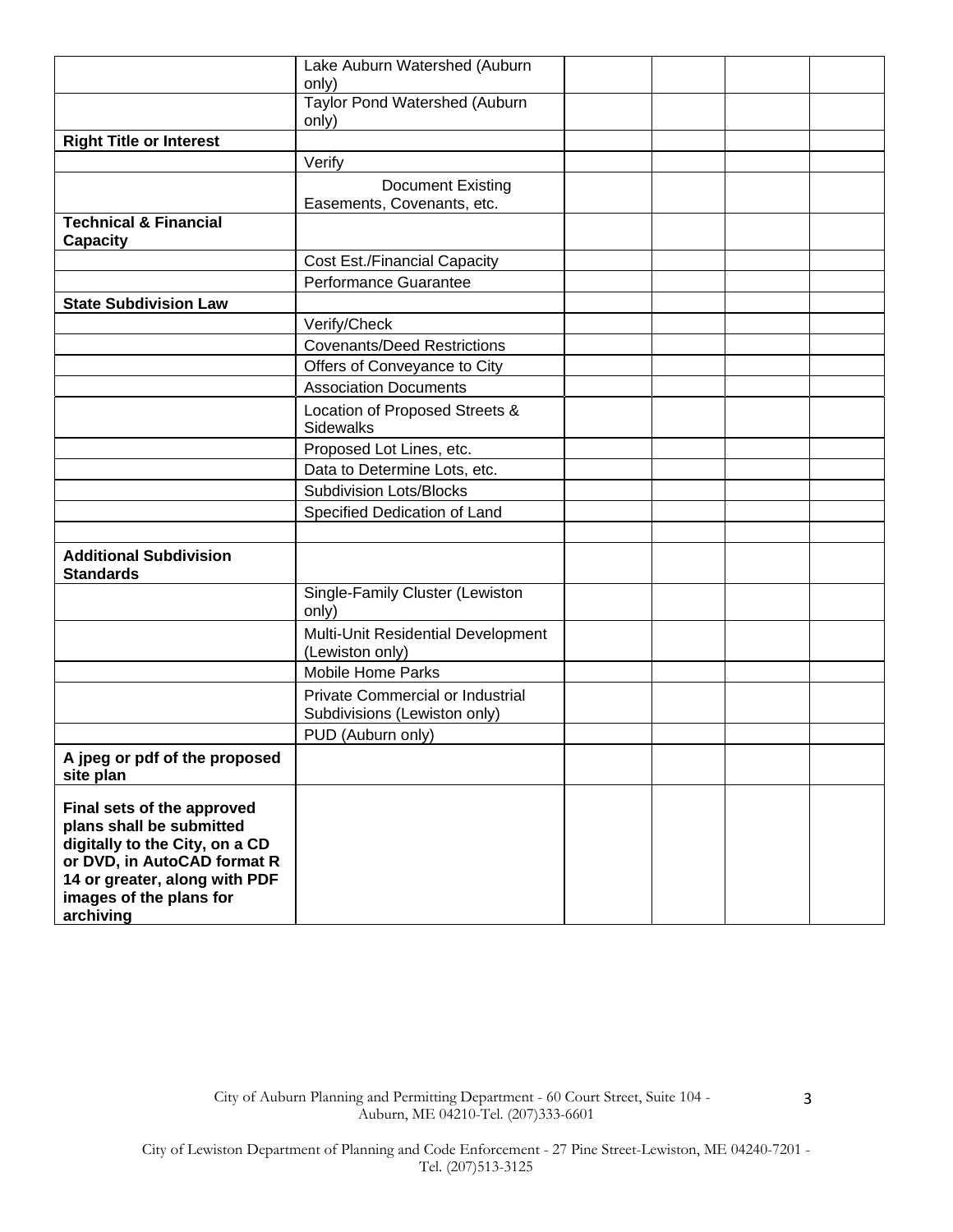| | | | | | |
|---|---|---|---|---|---|
| | Lake Auburn Watershed (Auburn only) | | | | |
| | Taylor Pond Watershed (Auburn only) | | | | |
| **Right Title or Interest** | | | | | |
| | Verify | | | | |
| | Document Existing Easements, Covenants, etc. | | | | |
| **Technical & Financial Capacity** | | | | | |
| | Cost Est./Financial Capacity | | | | |
| | Performance Guarantee | | | | |
| **State Subdivision Law** | | | | | |
| | Verify/Check | | | | |
| | Covenants/Deed Restrictions | | | | |
| | Offers of Conveyance to City | | | | |
| | Association Documents | | | | |
| | Location of Proposed Streets & Sidewalks | | | | |
| | Proposed Lot Lines, etc. | | | | |
| | Data to Determine Lots, etc. | | | | |
| | Subdivision Lots/Blocks | | | | |
| | Specified Dedication of Land | | | | |
| | | | | | |
| **Additional Subdivision Standards** | | | | | |
| | Single-Family Cluster (Lewiston only) | | | | |
| | Multi-Unit Residential Development (Lewiston only) | | | | |
| | Mobile Home Parks | | | | |
| | Private Commercial or Industrial Subdivisions (Lewiston only) | | | | |
| | PUD (Auburn only) | | | | |
| **A jpeg or pdf of the proposed site plan** | | | | | |
| **Final sets of the approved plans shall be submitted digitally to the City, on a CD or DVD, in AutoCAD format R 14 or greater, along with PDF images of the plans for archiving** | | | | | |

City of Auburn Planning and Permitting Department - 60 Court Street, Suite 104 - Auburn, ME 04210-Tel. (207)333-6601

City of Lewiston Department of Planning and Code Enforcement - 27 Pine Street-Lewiston, ME 04240-7201 - Tel. (207)513-3125